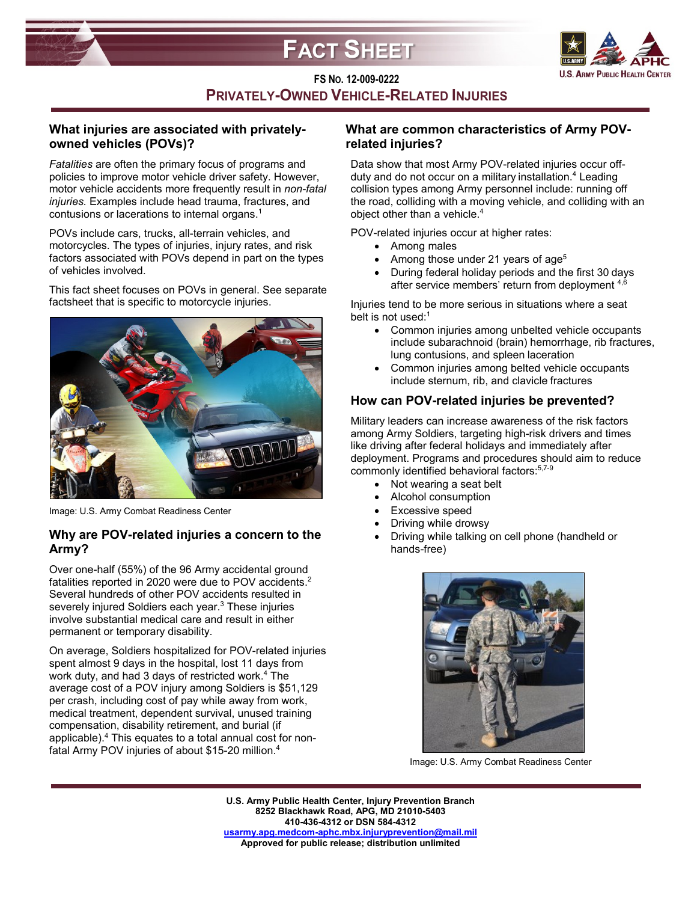# FACT SHEET

FS No. 12-009-0222

## PRIVATELY-OWNED VEHICLE-RELATED INJURIES

### What injuries are associated with privately-owned vehicles (POVs)?

*Fatalities* are often the primary focus of programs and policies to improve motor vehicle driver safety. However, motor vehicle accidents more frequently result in *non-fatal injuries.* Examples include head trauma, fractures, and contusions or lacerations to internal organs.[1]

POVs include cars, trucks, all-terrain vehicles, and motorcycles. The types of injuries, injury rates, and risk factors associated with POVs depend in part on the types of vehicles involved.

This fact sheet focuses on POVs in general. See separate factsheet that is specific to motorcycle injuries.

Image: U.S. Army Combat Readiness Center

### Why are POV-related injuries a concern to the Army?

Over one-half (55%) of the 96 Army accidental ground fatalities reported in 2020 were due to POV accidents.[2] Several hundreds of other POV accidents resulted in severely injured Soldiers each year.[3] These injuries involve substantial medical care and result in either permanent or temporary disability.

On average, Soldiers hospitalized for POV-related injuries spent almost 9 days in the hospital, lost 11 days from work duty, and had 3 days of restricted work.[4] The average cost of a POV injury among Soldiers is $51,129 per crash, including cost of pay while away from work, medical treatment, dependent survival, unused training compensation, disability retirement, and burial (if applicable).[4] This equates to a total annual cost for non-fatal Army POV injuries of about $15-20 million.[4]

### What are common characteristics of Army POV-related injuries?

Data show that most Army POV-related injuries occur off-duty and do not occur on a military installation.[4] Leading collision types among Army personnel include: running off the road, colliding with a moving vehicle, and colliding with an object other than a vehicle.[4]

POV-related injuries occur at higher rates:

- Among males
- Among those under 21 years of age[5]
- During federal holiday periods and the first 30 days after service members' return from deployment [4,6]

Injuries tend to be more serious in situations where a seat belt is not used:[1]

- Common injuries among unbelted vehicle occupants include subarachnoid (brain) hemorrhage, rib fractures, lung contusions, and spleen laceration
- Common injuries among belted vehicle occupants include sternum, rib, and clavicle fractures

### How can POV-related injuries be prevented?

Military leaders can increase awareness of the risk factors among Army Soldiers, targeting high-risk drivers and times like driving after federal holidays and immediately after deployment. Programs and procedures should aim to reduce commonly identified behavioral factors:[5,7-9]

- Not wearing a seat belt
- Alcohol consumption
- Excessive speed
- Driving while drowsy
- Driving while talking on cell phone (handheld or hands-free)

Image: U.S. Army Combat Readiness Center

**U.S. Army Public Health Center, Injury Prevention Branch**
**8252 Blackhawk Road, APG, MD 21010-5403**
**410-436-4312 or DSN 584-4312**
**usarmy.apg.medcom-aphc.mbx.injuryprevention@mail.mil**
**Approved for public release; distribution unlimited**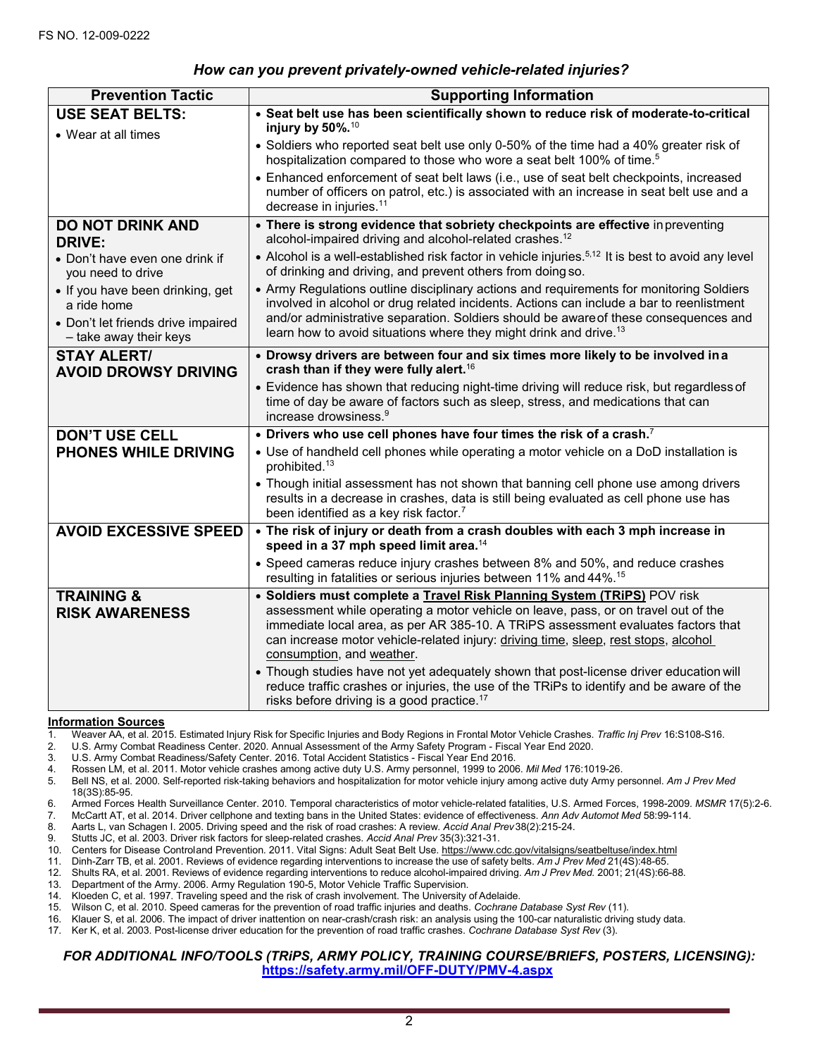FS NO. 12-009-0222

## *How can you prevent privately-owned vehicle-related injuries?*

| Prevention Tactic | Supporting Information |
|---|---|
| **USE SEAT BELTS:**<br>• Wear at all times | • **Seat belt use has been scientifically shown to reduce risk of moderate-to-critical injury by 50%.**[10]<br>• Soldiers who reported seat belt use only 0-50% of the time had a 40% greater risk of hospitalization compared to those who wore a seat belt 100% of time.[5]<br>• Enhanced enforcement of seat belt laws (i.e., use of seat belt checkpoints, increased number of officers on patrol, etc.) is associated with an increase in seat belt use and a decrease in injuries.[11] |
| **DO NOT DRINK AND DRIVE:**<br>• Don't have even one drink if you need to drive<br>• If you have been drinking, get a ride home<br>• Don't let friends drive impaired – take away their keys | • **There is strong evidence that sobriety checkpoints are effective** in preventing alcohol-impaired driving and alcohol-related crashes.[12]<br>• Alcohol is a well-established risk factor in vehicle injuries.[5,12] It is best to avoid any level of drinking and driving, and prevent others from doing so.<br>• Army Regulations outline disciplinary actions and requirements for monitoring Soldiers involved in alcohol or drug related incidents. Actions can include a bar to reenlistment and/or administrative separation. Soldiers should be aware of these consequences and learn how to avoid situations where they might drink and drive.[13] |
| **STAY ALERT/ AVOID DROWSY DRIVING** | • **Drowsy drivers are between four and six times more likely to be involved in a crash than if they were fully alert.**[16]<br>• Evidence has shown that reducing night-time driving will reduce risk, but regardless of time of day be aware of factors such as sleep, stress, and medications that can increase drowsiness.[9] |
| **DON'T USE CELL PHONES WHILE DRIVING** | • **Drivers who use cell phones have four times the risk of a crash.**[7]<br>• Use of handheld cell phones while operating a motor vehicle on a DoD installation is prohibited.[13]<br>• Though initial assessment has not shown that banning cell phone use among drivers results in a decrease in crashes, data is still being evaluated as cell phone use has been identified as a key risk factor.[7] |
| **AVOID EXCESSIVE SPEED** | • **The risk of injury or death from a crash doubles with each 3 mph increase in speed in a 37 mph speed limit area.**[14]<br>• Speed cameras reduce injury crashes between 8% and 50%, and reduce crashes resulting in fatalities or serious injuries between 11% and 44%.[15] |
| **TRAINING & RISK AWARENESS** | • **Soldiers must complete a Travel Risk Planning System (TRiPS)** POV risk assessment while operating a motor vehicle on leave, pass, or on travel out of the immediate local area, as per AR 385-10. A TRiPS assessment evaluates factors that can increase motor vehicle-related injury: driving time, sleep, rest stops, alcohol consumption, and weather.<br>• Though studies have not yet adequately shown that post-license driver education will reduce traffic crashes or injuries, the use of the TRiPs to identify and be aware of the risks before driving is a good practice.[17] |

**Information Sources**

1. Weaver AA, et al. 2015. Estimated Injury Risk for Specific Injuries and Body Regions in Frontal Motor Vehicle Crashes. *Traffic Inj Prev* 16:S108-S16.
2. U.S. Army Combat Readiness Center. 2020. Annual Assessment of the Army Safety Program - Fiscal Year End 2020.
3. U.S. Army Combat Readiness/Safety Center. 2016. Total Accident Statistics - Fiscal Year End 2016.
4. Rossen LM, et al. 2011. Motor vehicle crashes among active duty U.S. Army personnel, 1999 to 2006. *Mil Med* 176:1019-26.
5. Bell NS, et al. 2000. Self-reported risk-taking behaviors and hospitalization for motor vehicle injury among active duty Army personnel. *Am J Prev Med* 18(3S):85-95.
6. Armed Forces Health Surveillance Center. 2010. Temporal characteristics of motor vehicle-related fatalities, U.S. Armed Forces, 1998-2009. *MSMR* 17(5):2-6.
7. McCartt AT, et al. 2014. Driver cellphone and texting bans in the United States: evidence of effectiveness. *Ann Adv Automot Med* 58:99-114.
8. Aarts L, van Schagen I. 2005. Driving speed and the risk of road crashes: A review. *Accid Anal Prev* 38(2):215-24.
9. Stutts JC, et al. 2003. Driver risk factors for sleep-related crashes. *Accid Anal Prev* 35(3):321-31.
10. Centers for Disease Controland Prevention. 2011. Vital Signs: Adult Seat Belt Use. https://www.cdc.gov/vitalsigns/seatbeltuse/index.html
11. Dinh-Zarr TB, et al. 2001. Reviews of evidence regarding interventions to increase the use of safety belts. *Am J Prev Med* 21(4S):48-65.
12. Shults RA, et al. 2001. Reviews of evidence regarding interventions to reduce alcohol-impaired driving. *Am J Prev Med.* 2001; 21(4S):66-88.
13. Department of the Army. 2006. Army Regulation 190-5, Motor Vehicle Traffic Supervision.
14. Kloeden C, et al. 1997. Traveling speed and the risk of crash involvement. The University of Adelaide.
15. Wilson C, et al. 2010. Speed cameras for the prevention of road traffic injuries and deaths. *Cochrane Database Syst Rev* (11).
16. Klauer S, et al. 2006. The impact of driver inattention on near-crash/crash risk: an analysis using the 100-car naturalistic driving study data.
17. Ker K, et al. 2003. Post-license driver education for the prevention of road traffic crashes. *Cochrane Database Syst Rev* (3).

***FOR ADDITIONAL INFO/TOOLS (TRiPS, ARMY POLICY, TRAINING COURSE/BRIEFS, POSTERS, LICENSING):***
**https://safety.army.mil/OFF-DUTY/PMV-4.aspx**